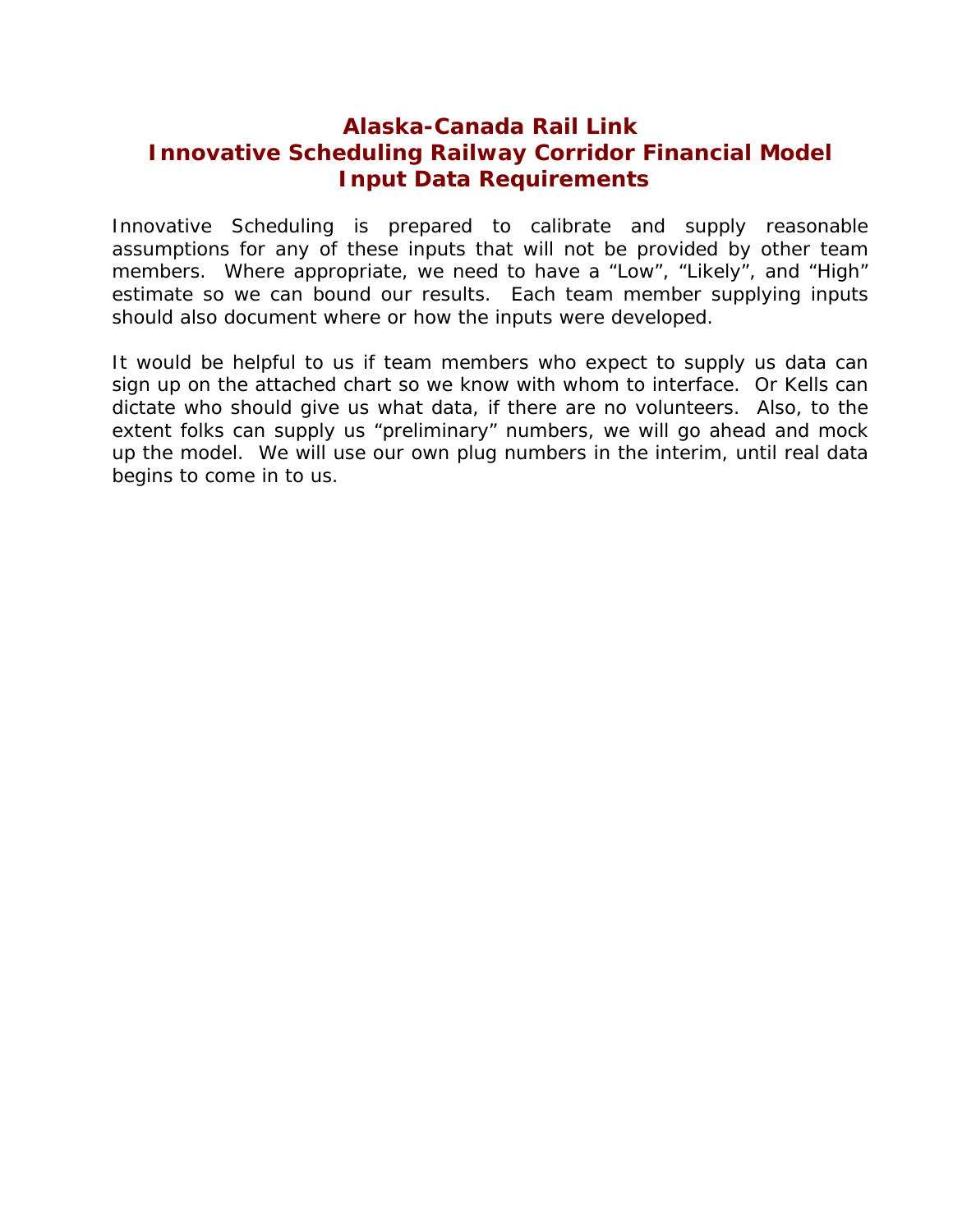# Alaska-Canada Rail Link
# Innovative Scheduling Railway Corridor Financial Model
# Input Data Requirements

Innovative Scheduling is prepared to calibrate and supply reasonable assumptions for any of these inputs that will not be provided by other team members. Where appropriate, we need to have a "Low", "Likely", and "High" estimate so we can bound our results. Each team member supplying inputs should also document where or how the inputs were developed.

It would be helpful to us if team members who expect to supply us data can sign up on the attached chart so we know with whom to interface. Or Kells can dictate who should give us what data, if there are no volunteers. Also, to the extent folks can supply us "preliminary" numbers, we will go ahead and mock up the model. We will use our own plug numbers in the interim, until real data begins to come in to us.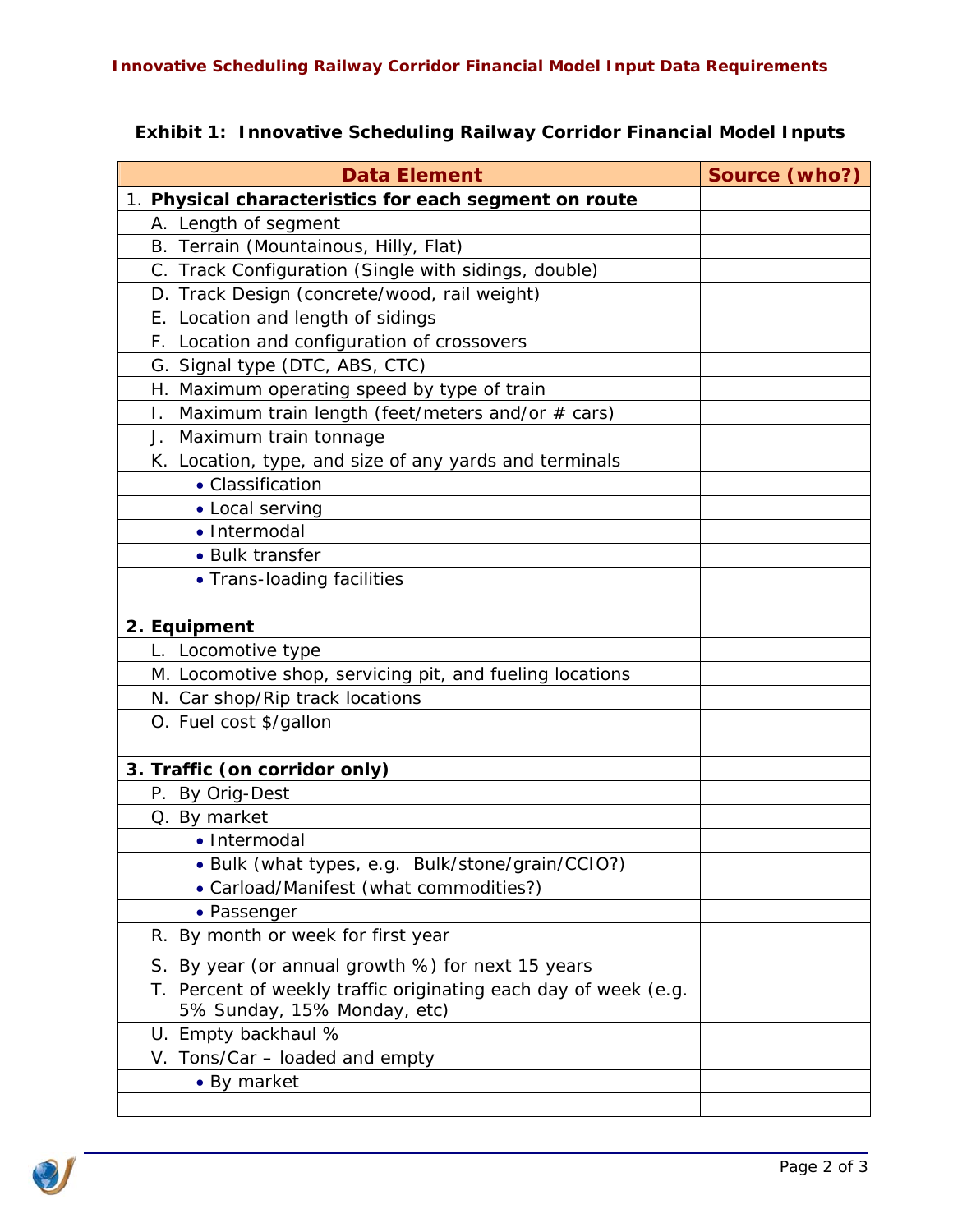**Innovative Scheduling Railway Corridor Financial Model Input Data Requirements**

### Exhibit 1: Innovative Scheduling Railway Corridor Financial Model Inputs

| Data Element | Source (who?) |
|---|---|
| 1. **Physical characteristics for each segment on route** | |
| A. Length of segment | |
| B. Terrain (Mountainous, Hilly, Flat) | |
| C. Track Configuration (Single with sidings, double) | |
| D. Track Design (concrete/wood, rail weight) | |
| E. Location and length of sidings | |
| F. Location and configuration of crossovers | |
| G. Signal type (DTC, ABS, CTC) | |
| H. Maximum operating speed by type of train | |
| I. Maximum train length (feet/meters and/or # cars) | |
| J. Maximum train tonnage | |
| K. Location, type, and size of any yards and terminals | |
| • Classification | |
| • Local serving | |
| • Intermodal | |
| • Bulk transfer | |
| • Trans-loading facilities | |
| | |
| **2. Equipment** | |
| L. Locomotive type | |
| M. Locomotive shop, servicing pit, and fueling locations | |
| N. Car shop/Rip track locations | |
| O. Fuel cost $/gallon | |
| | |
| **3. Traffic (on corridor only)** | |
| P. By Orig-Dest | |
| Q. By market | |
| • Intermodal | |
| • Bulk (what types, e.g. Bulk/stone/grain/CCIO?) | |
| • Carload/Manifest (what commodities?) | |
| • Passenger | |
| R. By month or week for first year | |
| S. By year (or annual growth %) for next 15 years | |
| T. Percent of weekly traffic originating each day of week (e.g. 5% Sunday, 15% Monday, etc) | |
| U. Empty backhaul % | |
| V. Tons/Car – loaded and empty | |
| • By market | |
| | |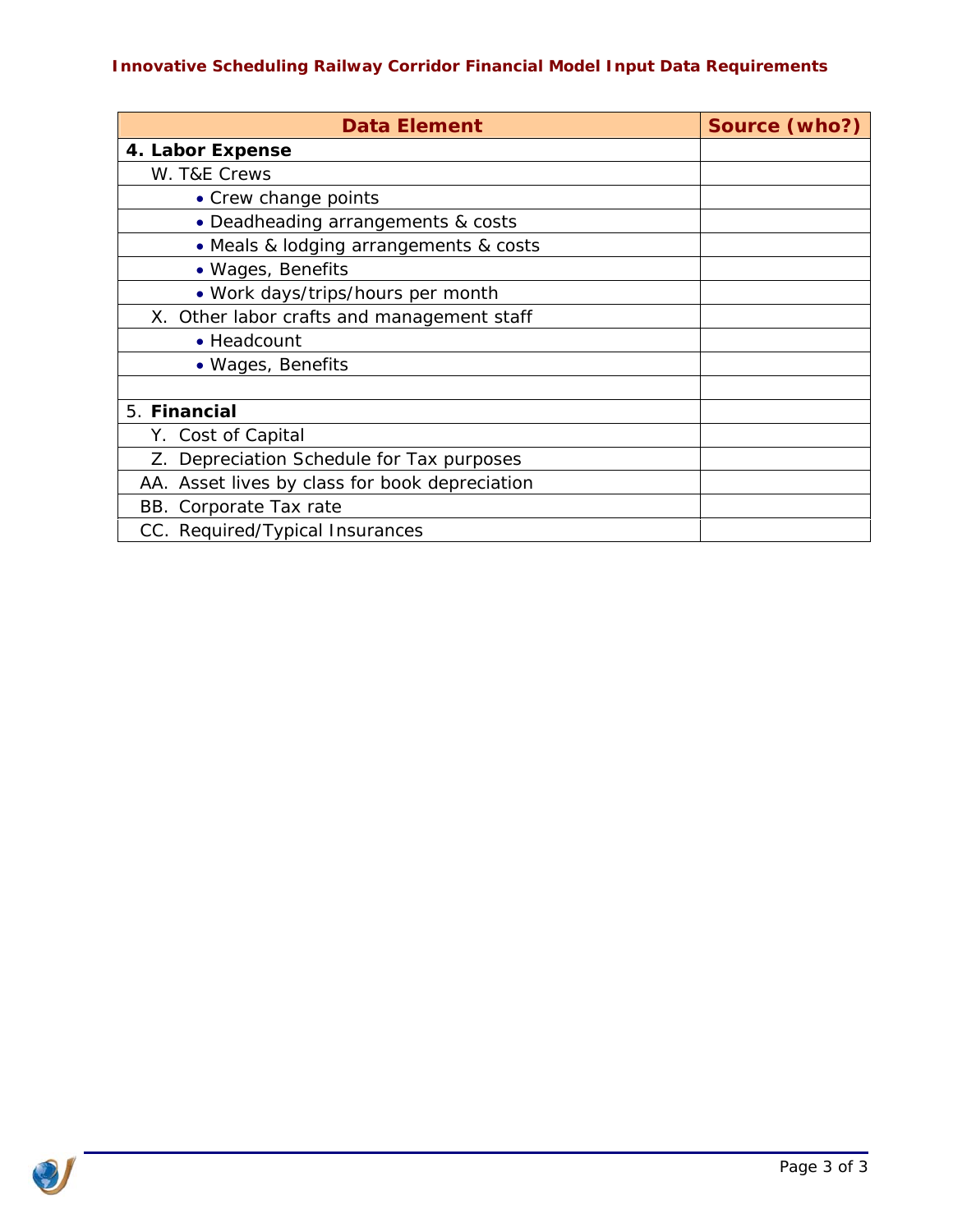**Innovative Scheduling Railway Corridor Financial Model Input Data Requirements**

| Data Element | Source (who?) |
|---|---|
| **4. Labor Expense** | |
| W. T&E Crews | |
| • Crew change points | |
| • Deadheading arrangements & costs | |
| • Meals & lodging arrangements & costs | |
| • Wages, Benefits | |
| • Work days/trips/hours per month | |
| X. Other labor crafts and management staff | |
| • Headcount | |
| • Wages, Benefits | |
| | |
| 5. **Financial** | |
| Y. Cost of Capital | |
| Z. Depreciation Schedule for Tax purposes | |
| AA. Asset lives by class for book depreciation | |
| BB. Corporate Tax rate | |
| CC. Required/Typical Insurances | |